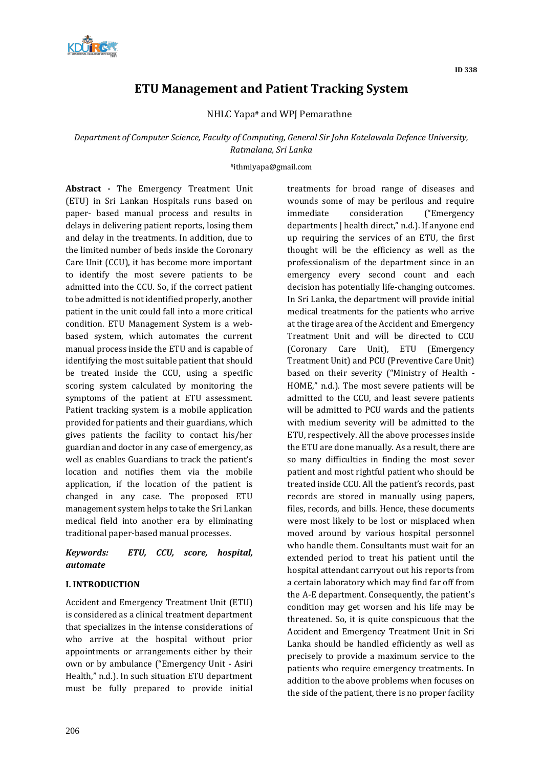# ETU Management and Patient Tracking System

NHLC Yapa[#] and WPJ Pemarathne

*Department of Computer Science, Faculty of Computing, General Sir John Kotelawala Defence University, Ratmalana, Sri Lanka*

[#]ithmiyapa@gmail.com

**Abstract -** The Emergency Treatment Unit (ETU) in Sri Lankan Hospitals runs based on paper- based manual process and results in delays in delivering patient reports, losing them and delay in the treatments. In addition, due to the limited number of beds inside the Coronary Care Unit (CCU), it has become more important to identify the most severe patients to be admitted into the CCU. So, if the correct patient to be admitted is not identified properly, another patient in the unit could fall into a more critical condition. ETU Management System is a web-based system, which automates the current manual process inside the ETU and is capable of identifying the most suitable patient that should be treated inside the CCU, using a specific scoring system calculated by monitoring the symptoms of the patient at ETU assessment. Patient tracking system is a mobile application provided for patients and their guardians, which gives patients the facility to contact his/her guardian and doctor in any case of emergency, as well as enables Guardians to track the patient's location and notifies them via the mobile application, if the location of the patient is changed in any case. The proposed ETU management system helps to take the Sri Lankan medical field into another era by eliminating traditional paper-based manual processes.

***Keywords:*** ***ETU, CCU, score, hospital, automate***

## I. INTRODUCTION

Accident and Emergency Treatment Unit (ETU) is considered as a clinical treatment department that specializes in the intense considerations of who arrive at the hospital without prior appointments or arrangements either by their own or by ambulance ("Emergency Unit - Asiri Health," n.d.). In such situation ETU department must be fully prepared to provide initial treatments for broad range of diseases and wounds some of may be perilous and require immediate consideration ("Emergency departments | health direct," n.d.). If anyone end up requiring the services of an ETU, the first thought will be the efficiency as well as the professionalism of the department since in an emergency every second count and each decision has potentially life-changing outcomes. In Sri Lanka, the department will provide initial medical treatments for the patients who arrive at the tirage area of the Accident and Emergency Treatment Unit and will be directed to CCU (Coronary Care Unit), ETU (Emergency Treatment Unit) and PCU (Preventive Care Unit) based on their severity ("Ministry of Health - HOME," n.d.). The most severe patients will be admitted to the CCU, and least severe patients will be admitted to PCU wards and the patients with medium severity will be admitted to the ETU, respectively. All the above processes inside the ETU are done manually. As a result, there are so many difficulties in finding the most sever patient and most rightful patient who should be treated inside CCU. All the patient's records, past records are stored in manually using papers, files, records, and bills. Hence, these documents were most likely to be lost or misplaced when moved around by various hospital personnel who handle them. Consultants must wait for an extended period to treat his patient until the hospital attendant carryout out his reports from a certain laboratory which may find far off from the A-E department. Consequently, the patient's condition may get worsen and his life may be threatened. So, it is quite conspicuous that the Accident and Emergency Treatment Unit in Sri Lanka should be handled efficiently as well as precisely to provide a maximum service to the patients who require emergency treatments. In addition to the above problems when focuses on the side of the patient, there is no proper facility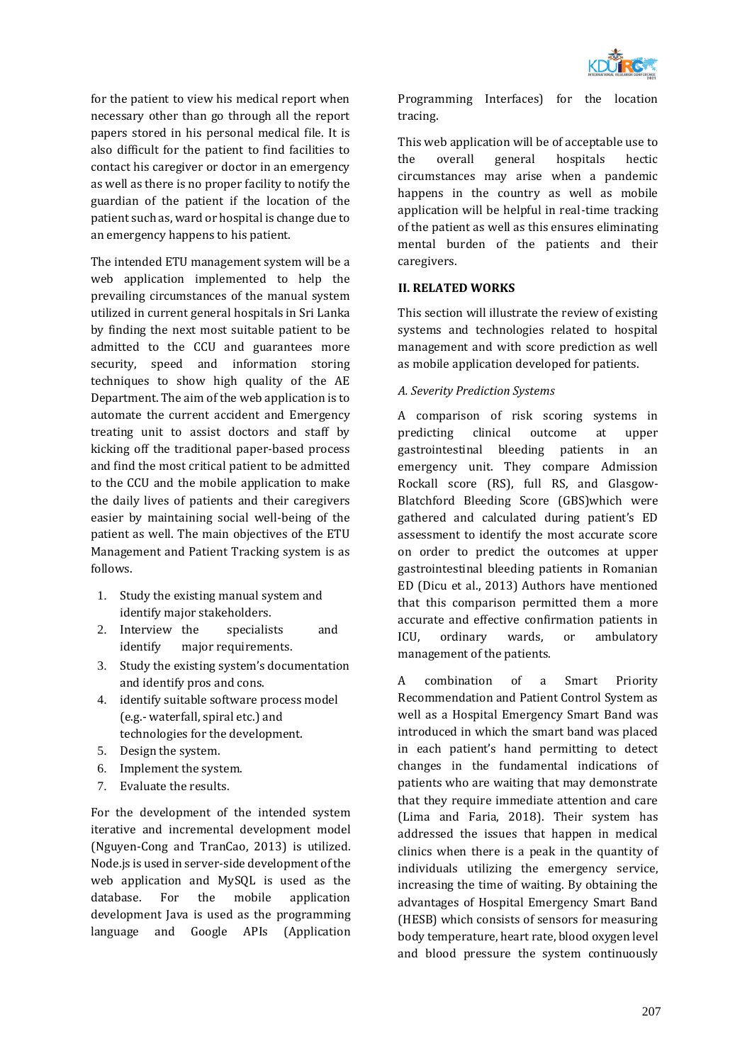for the patient to view his medical report when necessary other than go through all the report papers stored in his personal medical file. It is also difficult for the patient to find facilities to contact his caregiver or doctor in an emergency as well as there is no proper facility to notify the guardian of the patient if the location of the patient such as, ward or hospital is change due to an emergency happens to his patient.

The intended ETU management system will be a web application implemented to help the prevailing circumstances of the manual system utilized in current general hospitals in Sri Lanka by finding the next most suitable patient to be admitted to the CCU and guarantees more security, speed and information storing techniques to show high quality of the AE Department. The aim of the web application is to automate the current accident and Emergency treating unit to assist doctors and staff by kicking off the traditional paper-based process and find the most critical patient to be admitted to the CCU and the mobile application to make the daily lives of patients and their caregivers easier by maintaining social well-being of the patient as well. The main objectives of the ETU Management and Patient Tracking system is as follows.

1. Study the existing manual system and identify major stakeholders.
2. Interview the specialists and identify major requirements.
3. Study the existing system's documentation and identify pros and cons.
4. identify suitable software process model (e.g.- waterfall, spiral etc.) and technologies for the development.
5. Design the system.
6. Implement the system.
7. Evaluate the results.

For the development of the intended system iterative and incremental development model (Nguyen-Cong and TranCao, 2013) is utilized. Node.js is used in server-side development of the web application and MySQL is used as the database. For the mobile application development Java is used as the programming language and Google APIs (Application Programming Interfaces) for the location tracing.

This web application will be of acceptable use to the overall general hospitals hectic circumstances may arise when a pandemic happens in the country as well as mobile application will be helpful in real-time tracking of the patient as well as this ensures eliminating mental burden of the patients and their caregivers.

## II. RELATED WORKS

This section will illustrate the review of existing systems and technologies related to hospital management and with score prediction as well as mobile application developed for patients.

### *A. Severity Prediction Systems*

A comparison of risk scoring systems in predicting clinical outcome at upper gastrointestinal bleeding patients in an emergency unit. They compare Admission Rockall score (RS), full RS, and Glasgow-Blatchford Bleeding Score (GBS)which were gathered and calculated during patient's ED assessment to identify the most accurate score on order to predict the outcomes at upper gastrointestinal bleeding patients in Romanian ED (Dicu et al., 2013) Authors have mentioned that this comparison permitted them a more accurate and effective confirmation patients in ICU, ordinary wards, or ambulatory management of the patients.

A combination of a Smart Priority Recommendation and Patient Control System as well as a Hospital Emergency Smart Band was introduced in which the smart band was placed in each patient's hand permitting to detect changes in the fundamental indications of patients who are waiting that may demonstrate that they require immediate attention and care (Lima and Faria, 2018). Their system has addressed the issues that happen in medical clinics when there is a peak in the quantity of individuals utilizing the emergency service, increasing the time of waiting. By obtaining the advantages of Hospital Emergency Smart Band (HESB) which consists of sensors for measuring body temperature, heart rate, blood oxygen level and blood pressure the system continuously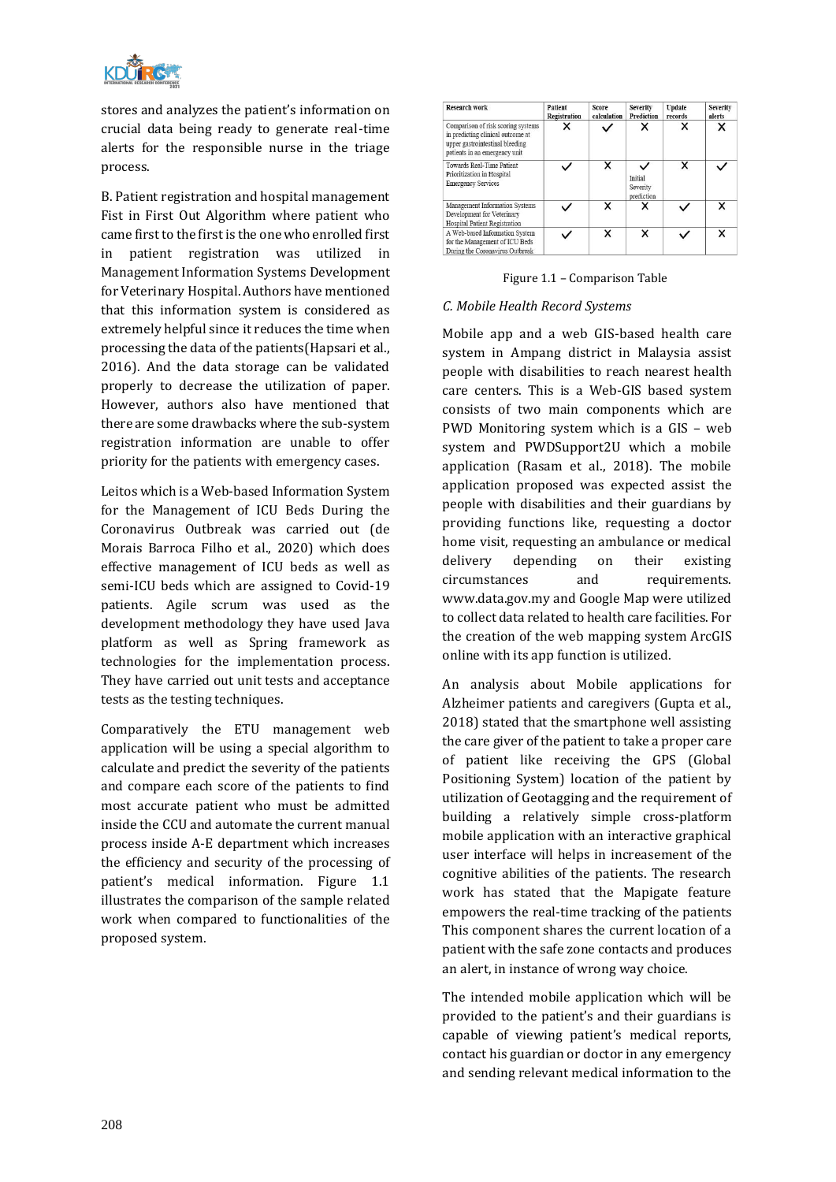stores and analyzes the patient's information on crucial data being ready to generate real-time alerts for the responsible nurse in the triage process.

B. Patient registration and hospital management First in First Out Algorithm where patient who came first to the first is the one who enrolled first in patient registration was utilized in Management Information Systems Development for Veterinary Hospital. Authors have mentioned that this information system is considered as extremely helpful since it reduces the time when processing the data of the patients(Hapsari et al., 2016). And the data storage can be validated properly to decrease the utilization of paper. However, authors also have mentioned that there are some drawbacks where the sub-system registration information are unable to offer priority for the patients with emergency cases.

Leitos which is a Web-based Information System for the Management of ICU Beds During the Coronavirus Outbreak was carried out (de Morais Barroca Filho et al., 2020) which does effective management of ICU beds as well as semi-ICU beds which are assigned to Covid-19 patients. Agile scrum was used as the development methodology they have used Java platform as well as Spring framework as technologies for the implementation process. They have carried out unit tests and acceptance tests as the testing techniques.

Comparatively the ETU management web application will be using a special algorithm to calculate and predict the severity of the patients and compare each score of the patients to find most accurate patient who must be admitted inside the CCU and automate the current manual process inside A-E department which increases the efficiency and security of the processing of patient's medical information. Figure 1.1 illustrates the comparison of the sample related work when compared to functionalities of the proposed system.

| Research work | Patient Registration | Score calculation | Severity Prediction | Update records | Severity alerts |
|---|---|---|---|---|---|
| Comparison of risk scoring systems in predicting clinical outcome at upper gastrointestinal bleeding patients in an emergency unit | ✗ | ✓ | ✗ | ✗ | ✗ |
| Towards Real-Time Patient Prioritization in Hospital Emergency Services | ✓ | ✗ | ✓ Initial Severity prediction | ✗ | ✓ |
| Management Information Systems Development for Veterinary Hospital Patient Registration | ✓ | ✗ | ✗ | ✓ | ✗ |
| A Web-based Information System for the Management of ICU Beds During the Coronavirus Outbreak | ✓ | ✗ | ✗ | ✓ | ✗ |

Figure 1.1 – Comparison Table

### *C. Mobile Health Record Systems*

Mobile app and a web GIS-based health care system in Ampang district in Malaysia assist people with disabilities to reach nearest health care centers. This is a Web-GIS based system consists of two main components which are PWD Monitoring system which is a GIS – web system and PWDSupport2U which a mobile application (Rasam et al., 2018). The mobile application proposed was expected assist the people with disabilities and their guardians by providing functions like, requesting a doctor home visit, requesting an ambulance or medical delivery depending on their existing circumstances and requirements. www.data.gov.my and Google Map were utilized to collect data related to health care facilities. For the creation of the web mapping system ArcGIS online with its app function is utilized.

An analysis about Mobile applications for Alzheimer patients and caregivers (Gupta et al., 2018) stated that the smartphone well assisting the care giver of the patient to take a proper care of patient like receiving the GPS (Global Positioning System) location of the patient by utilization of Geotagging and the requirement of building a relatively simple cross-platform mobile application with an interactive graphical user interface will helps in increasement of the cognitive abilities of the patients. The research work has stated that the Mapigate feature empowers the real-time tracking of the patients This component shares the current location of a patient with the safe zone contacts and produces an alert, in instance of wrong way choice.

The intended mobile application which will be provided to the patient's and their guardians is capable of viewing patient's medical reports, contact his guardian or doctor in any emergency and sending relevant medical information to the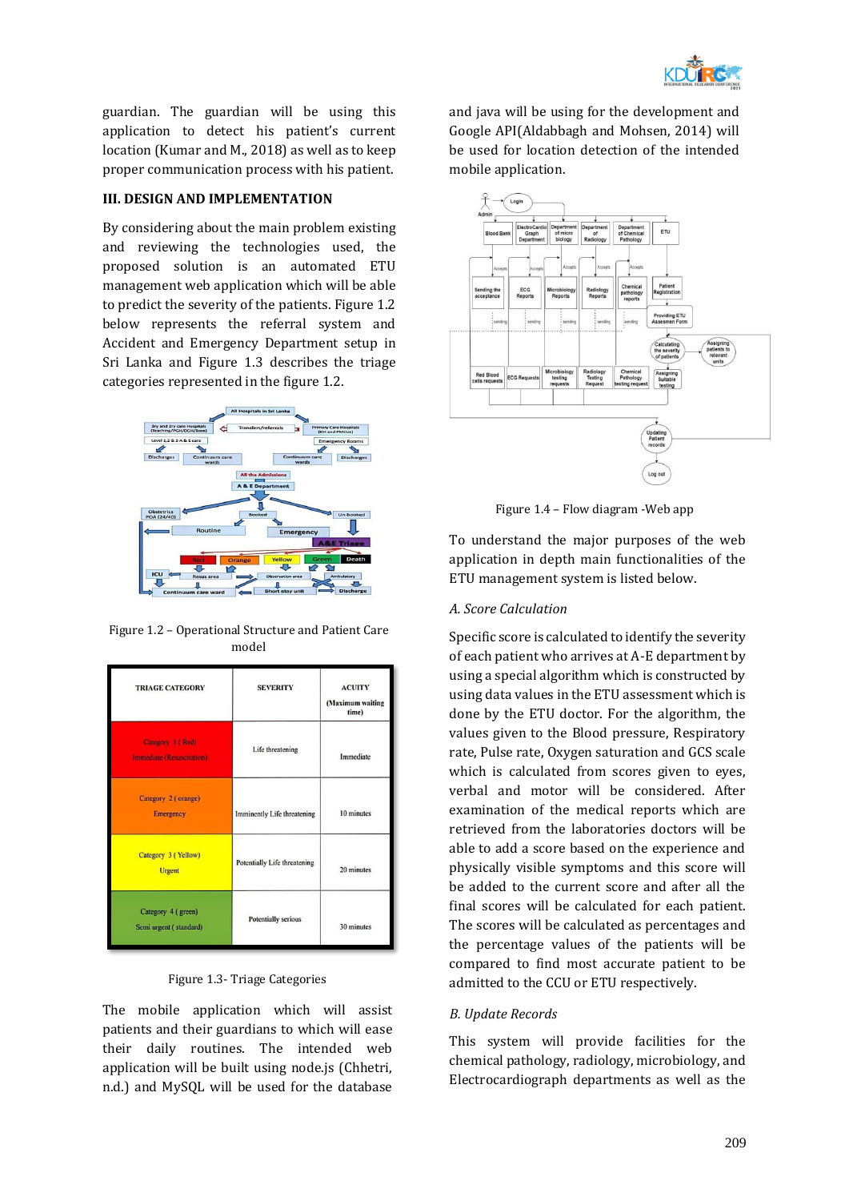guardian. The guardian will be using this application to detect his patient's current location (Kumar and M., 2018) as well as to keep proper communication process with his patient.

## III. DESIGN AND IMPLEMENTATION

By considering about the main problem existing and reviewing the technologies used, the proposed solution is an automated ETU management web application which will be able to predict the severity of the patients. Figure 1.2 below represents the referral system and Accident and Emergency Department setup in Sri Lanka and Figure 1.3 describes the triage categories represented in the figure 1.2.

Figure 1.2 – Operational Structure and Patient Care model

| TRIAGE CATEGORY | SEVERITY | ACUITY (Maximum waiting time) |
|---|---|---|
| Category 1 ( Red) Immediate (Resuscitation) | Life threatening | Immediate |
| Category 2 ( orange) Emergency | Imminently Life threatening | 10 minutes |
| Category 3 ( Yellow) Urgent | Potentially Life threatening | 20 minutes |
| Category 4 ( green) Semi urgent ( standard) | Potentially serious | 30 minutes |

Figure 1.3- Triage Categories

The mobile application which will assist patients and their guardians to which will ease their daily routines. The intended web application will be built using node.js (Chhetri, n.d.) and MySQL will be used for the database and java will be using for the development and Google API(Aldabbagh and Mohsen, 2014) will be used for location detection of the intended mobile application.

Figure 1.4 – Flow diagram -Web app

To understand the major purposes of the web application in depth main functionalities of the ETU management system is listed below.

### *A. Score Calculation*

Specific score is calculated to identify the severity of each patient who arrives at A-E department by using a special algorithm which is constructed by using data values in the ETU assessment which is done by the ETU doctor. For the algorithm, the values given to the Blood pressure, Respiratory rate, Pulse rate, Oxygen saturation and GCS scale which is calculated from scores given to eyes, verbal and motor will be considered. After examination of the medical reports which are retrieved from the laboratories doctors will be able to add a score based on the experience and physically visible symptoms and this score will be added to the current score and after all the final scores will be calculated for each patient. The scores will be calculated as percentages and the percentage values of the patients will be compared to find most accurate patient to be admitted to the CCU or ETU respectively.

### *B. Update Records*

This system will provide facilities for the chemical pathology, radiology, microbiology, and Electrocardiograph departments as well as the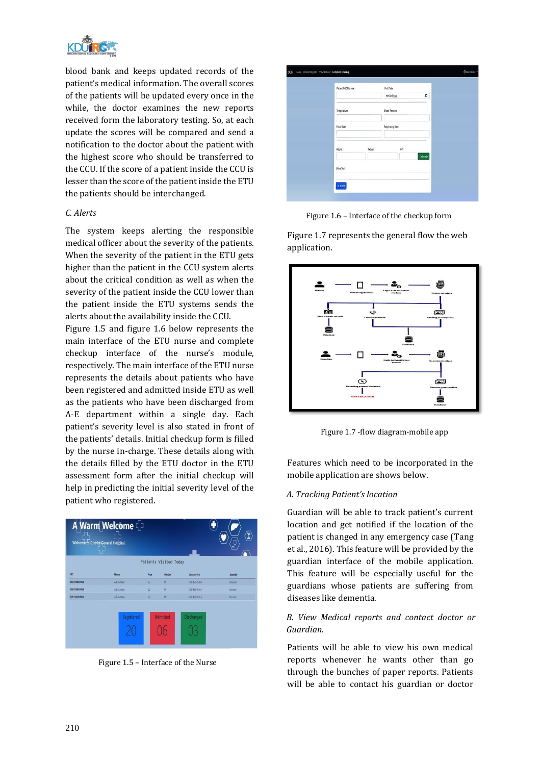blood bank and keeps updated records of the patient's medical information. The overall scores of the patients will be updated every once in the while, the doctor examines the new reports received form the laboratory testing. So, at each update the scores will be compared and send a notification to the doctor about the patient with the highest score who should be transferred to the CCU. If the score of a patient inside the CCU is lesser than the score of the patient inside the ETU the patients should be interchanged.

*C. Alerts*

The system keeps alerting the responsible medical officer about the severity of the patients. When the severity of the patient in the ETU gets higher than the patient in the CCU system alerts about the critical condition as well as when the severity of the patient inside the CCU lower than the patient inside the ETU systems sends the alerts about the availability inside the CCU.

Figure 1.5 and figure 1.6 below represents the main interface of the ETU nurse and complete checkup interface of the nurse's module, respectively. The main interface of the ETU nurse represents the details about patients who have been registered and admitted inside ETU as well as the patients who have been discharged from A-E department within a single day. Each patient's severity level is also stated in front of the patients' details. Initial checkup form is filled by the nurse in-charge. These details along with the details filled by the ETU doctor in the ETU assessment form after the initial checkup will help in predicting the initial severity level of the patient who registered.

Figure 1.5 – Interface of the Nurse

Figure 1.6 – Interface of the checkup form

Figure 1.7 represents the general flow the web application.

Figure 1.7 -flow diagram-mobile app

Features which need to be incorporated in the mobile application are shows below.

*A. Tracking Patient's location*

Guardian will be able to track patient's current location and get notified if the location of the patient is changed in any emergency case (Tang et al., 2016). This feature will be provided by the guardian interface of the mobile application. This feature will be especially useful for the guardians whose patients are suffering from diseases like dementia.

*B. View Medical reports and contact doctor or Guardian.*

Patients will be able to view his own medical reports whenever he wants other than go through the bunches of paper reports. Patients will be able to contact his guardian or doctor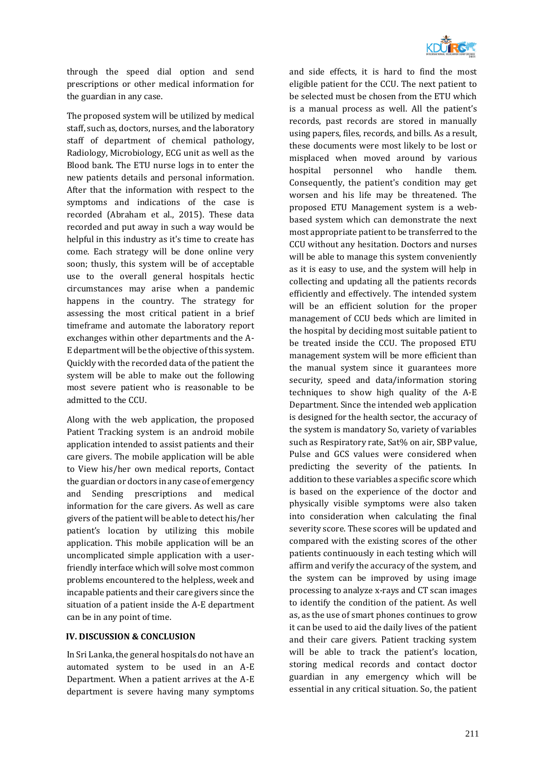through the speed dial option and send prescriptions or other medical information for the guardian in any case.

The proposed system will be utilized by medical staff, such as, doctors, nurses, and the laboratory staff of department of chemical pathology, Radiology, Microbiology, ECG unit as well as the Blood bank. The ETU nurse logs in to enter the new patients details and personal information. After that the information with respect to the symptoms and indications of the case is recorded (Abraham et al., 2015). These data recorded and put away in such a way would be helpful in this industry as it's time to create has come. Each strategy will be done online very soon; thusly, this system will be of acceptable use to the overall general hospitals hectic circumstances may arise when a pandemic happens in the country. The strategy for assessing the most critical patient in a brief timeframe and automate the laboratory report exchanges within other departments and the A-E department will be the objective of this system. Quickly with the recorded data of the patient the system will be able to make out the following most severe patient who is reasonable to be admitted to the CCU.

Along with the web application, the proposed Patient Tracking system is an android mobile application intended to assist patients and their care givers. The mobile application will be able to View his/her own medical reports, Contact the guardian or doctors in any case of emergency and Sending prescriptions and medical information for the care givers. As well as care givers of the patient will be able to detect his/her patient's location by utilizing this mobile application. This mobile application will be an uncomplicated simple application with a user-friendly interface which will solve most common problems encountered to the helpless, week and incapable patients and their care givers since the situation of a patient inside the A-E department can be in any point of time.

## IV. DISCUSSION & CONCLUSION

In Sri Lanka, the general hospitals do not have an automated system to be used in an A-E Department. When a patient arrives at the A-E department is severe having many symptoms and side effects, it is hard to find the most eligible patient for the CCU. The next patient to be selected must be chosen from the ETU which is a manual process as well. All the patient's records, past records are stored in manually using papers, files, records, and bills. As a result, these documents were most likely to be lost or misplaced when moved around by various hospital personnel who handle them. Consequently, the patient's condition may get worsen and his life may be threatened. The proposed ETU Management system is a web-based system which can demonstrate the next most appropriate patient to be transferred to the CCU without any hesitation. Doctors and nurses will be able to manage this system conveniently as it is easy to use, and the system will help in collecting and updating all the patients records efficiently and effectively. The intended system will be an efficient solution for the proper management of CCU beds which are limited in the hospital by deciding most suitable patient to be treated inside the CCU. The proposed ETU management system will be more efficient than the manual system since it guarantees more security, speed and data/information storing techniques to show high quality of the A-E Department. Since the intended web application is designed for the health sector, the accuracy of the system is mandatory So, variety of variables such as Respiratory rate, Sat% on air, SBP value, Pulse and GCS values were considered when predicting the severity of the patients. In addition to these variables a specific score which is based on the experience of the doctor and physically visible symptoms were also taken into consideration when calculating the final severity score. These scores will be updated and compared with the existing scores of the other patients continuously in each testing which will affirm and verify the accuracy of the system, and the system can be improved by using image processing to analyze x-rays and CT scan images to identify the condition of the patient. As well as, as the use of smart phones continues to grow it can be used to aid the daily lives of the patient and their care givers. Patient tracking system will be able to track the patient's location, storing medical records and contact doctor guardian in any emergency which will be essential in any critical situation. So, the patient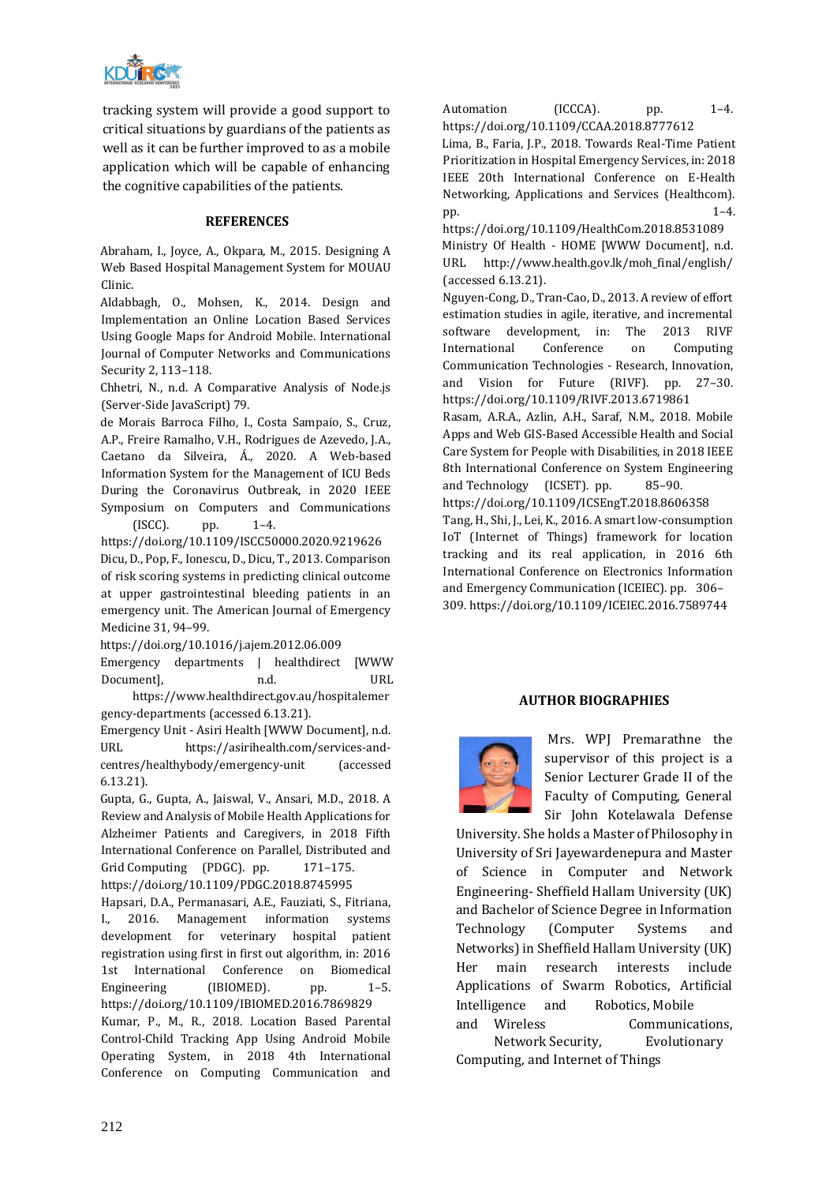tracking system will provide a good support to critical situations by guardians of the patients as well as it can be further improved to as a mobile application which will be capable of enhancing the cognitive capabilities of the patients.

## REFERENCES

Abraham, I., Joyce, A., Okpara, M., 2015. Designing A Web Based Hospital Management System for MOUAU Clinic.

Aldabbagh, O., Mohsen, K., 2014. Design and Implementation an Online Location Based Services Using Google Maps for Android Mobile. International Journal of Computer Networks and Communications Security 2, 113–118.

Chhetri, N., n.d. A Comparative Analysis of Node.js (Server-Side JavaScript) 79.

de Morais Barroca Filho, I., Costa Sampaio, S., Cruz, A.P., Freire Ramalho, V.H., Rodrigues de Azevedo, J.A., Caetano da Silveira, Á., 2020. A Web-based Information System for the Management of ICU Beds During the Coronavirus Outbreak, in 2020 IEEE Symposium on Computers and Communications (ISCC). pp. 1–4. https://doi.org/10.1109/ISCC50000.2020.9219626

Dicu, D., Pop, F., Ionescu, D., Dicu, T., 2013. Comparison of risk scoring systems in predicting clinical outcome at upper gastrointestinal bleeding patients in an emergency unit. The American Journal of Emergency Medicine 31, 94–99. https://doi.org/10.1016/j.ajem.2012.06.009

Emergency departments | healthdirect [WWW Document], n.d. URL https://www.healthdirect.gov.au/hospitalemergency-departments (accessed 6.13.21).

Emergency Unit - Asiri Health [WWW Document], n.d. URL https://asirihealth.com/services-and-centres/healthybody/emergency-unit (accessed 6.13.21).

Gupta, G., Gupta, A., Jaiswal, V., Ansari, M.D., 2018. A Review and Analysis of Mobile Health Applications for Alzheimer Patients and Caregivers, in 2018 Fifth International Conference on Parallel, Distributed and Grid Computing (PDGC). pp. 171–175. https://doi.org/10.1109/PDGC.2018.8745995

Hapsari, D.A., Permanasari, A.E., Fauziati, S., Fitriana, I., 2016. Management information systems development for veterinary hospital patient registration using first in first out algorithm, in: 2016 1st International Conference on Biomedical Engineering (IBIOMED). pp. 1–5. https://doi.org/10.1109/IBIOMED.2016.7869829

Kumar, P., M., R., 2018. Location Based Parental Control-Child Tracking App Using Android Mobile Operating System, in 2018 4th International Conference on Computing Communication and Automation (ICCCA). pp. 1–4. https://doi.org/10.1109/CCAA.2018.8777612

Lima, B., Faria, J.P., 2018. Towards Real-Time Patient Prioritization in Hospital Emergency Services, in: 2018 IEEE 20th International Conference on E-Health Networking, Applications and Services (Healthcom). pp. 1–4. https://doi.org/10.1109/HealthCom.2018.8531089

Ministry Of Health - HOME [WWW Document], n.d. URL http://www.health.gov.lk/moh_final/english/ (accessed 6.13.21).

Nguyen-Cong, D., Tran-Cao, D., 2013. A review of effort estimation studies in agile, iterative, and incremental software development, in: The 2013 RIVF International Conference on Computing Communication Technologies - Research, Innovation, and Vision for Future (RIVF). pp. 27–30. https://doi.org/10.1109/RIVF.2013.6719861

Rasam, A.R.A., Azlin, A.H., Saraf, N.M., 2018. Mobile Apps and Web GIS-Based Accessible Health and Social Care System for People with Disabilities, in 2018 IEEE 8th International Conference on System Engineering and Technology (ICSET). pp. 85–90. https://doi.org/10.1109/ICSEngT.2018.8606358

Tang, H., Shi, J., Lei, K., 2016. A smart low-consumption IoT (Internet of Things) framework for location tracking and its real application, in 2016 6th International Conference on Electronics Information and Emergency Communication (ICEIEC). pp. 306–309. https://doi.org/10.1109/ICEIEC.2016.7589744

## AUTHOR BIOGRAPHIES

Mrs. WPJ Premarathne the supervisor of this project is a Senior Lecturer Grade II of the Faculty of Computing, General Sir John Kotelawala Defense University. She holds a Master of Philosophy in University of Sri Jayewardenepura and Master of Science in Computer and Network Engineering- Sheffield Hallam University (UK) and Bachelor of Science Degree in Information Technology (Computer Systems and Networks) in Sheffield Hallam University (UK) Her main research interests include Applications of Swarm Robotics, Artificial Intelligence and Robotics, Mobile and Wireless Communications, Network Security, Evolutionary Computing, and Internet of Things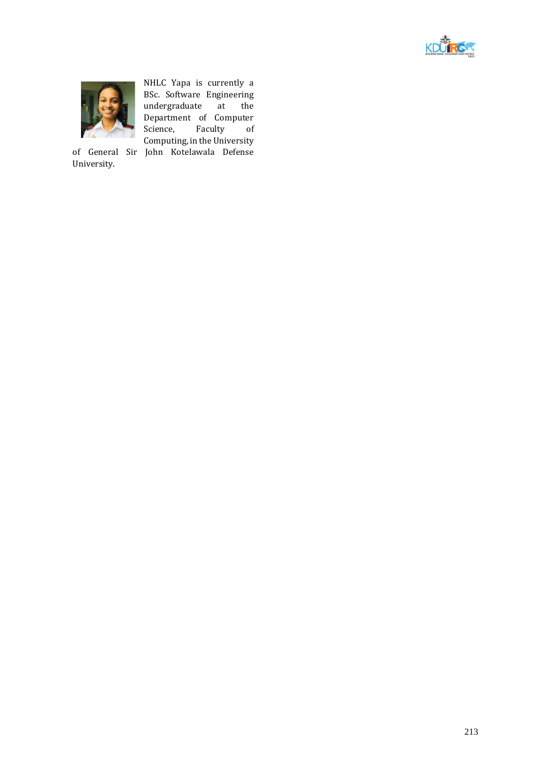NHLC Yapa is currently a BSc. Software Engineering undergraduate at the Department of Computer Science, Faculty of Computing, in the University of General Sir John Kotelawala Defense University.